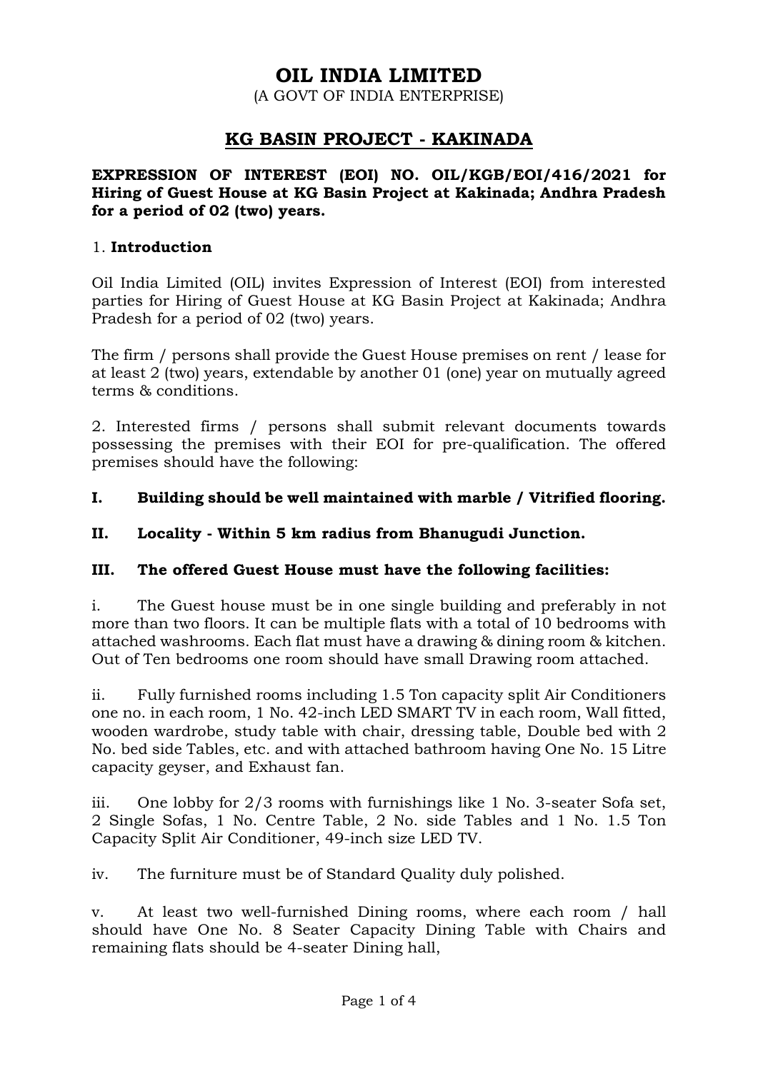# OIL INDIA LIMITED

(A GOVT OF INDIA ENTERPRISE)

## KG BASIN PROJECT - KAKINADA

**EXPRESSION OF INTEREST (EOI) NO. OIL/KGB/EOI/416/2021 for Hiring of Guest House at KG Basin Project at Kakinada; Andhra Pradesh for a period of 02 (two) years.**

1. **Introduction**

Oil India Limited (OIL) invites Expression of Interest (EOI) from interested parties for Hiring of Guest House at KG Basin Project at Kakinada; Andhra Pradesh for a period of 02 (two) years.

The firm / persons shall provide the Guest House premises on rent / lease for at least 2 (two) years, extendable by another 01 (one) year on mutually agreed terms & conditions.

2. Interested firms / persons shall submit relevant documents towards possessing the premises with their EOI for pre-qualification. The offered premises should have the following:

**I. Building should be well maintained with marble / Vitrified flooring.**

**II. Locality - Within 5 km radius from Bhanugudi Junction.**

**III. The offered Guest House must have the following facilities:**

i. The Guest house must be in one single building and preferably in not more than two floors. It can be multiple flats with a total of 10 bedrooms with attached washrooms. Each flat must have a drawing & dining room & kitchen. Out of Ten bedrooms one room should have small Drawing room attached.

ii. Fully furnished rooms including 1.5 Ton capacity split Air Conditioners one no. in each room, 1 No. 42-inch LED SMART TV in each room, Wall fitted, wooden wardrobe, study table with chair, dressing table, Double bed with 2 No. bed side Tables, etc. and with attached bathroom having One No. 15 Litre capacity geyser, and Exhaust fan.

iii. One lobby for 2/3 rooms with furnishings like 1 No. 3-seater Sofa set, 2 Single Sofas, 1 No. Centre Table, 2 No. side Tables and 1 No. 1.5 Ton Capacity Split Air Conditioner, 49-inch size LED TV.

iv. The furniture must be of Standard Quality duly polished.

v. At least two well-furnished Dining rooms, where each room / hall should have One No. 8 Seater Capacity Dining Table with Chairs and remaining flats should be 4-seater Dining hall,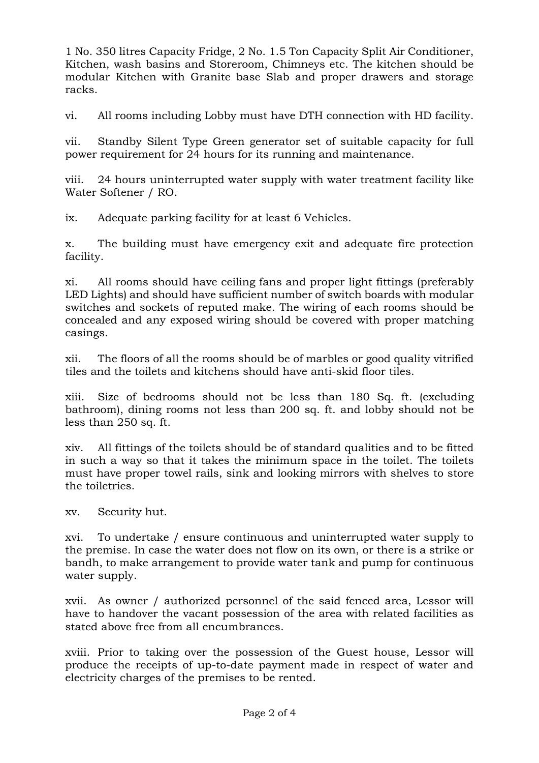1 No. 350 litres Capacity Fridge, 2 No. 1.5 Ton Capacity Split Air Conditioner, Kitchen, wash basins and Storeroom, Chimneys etc. The kitchen should be modular Kitchen with Granite base Slab and proper drawers and storage racks.

vi. All rooms including Lobby must have DTH connection with HD facility.

vii. Standby Silent Type Green generator set of suitable capacity for full power requirement for 24 hours for its running and maintenance.

viii. 24 hours uninterrupted water supply with water treatment facility like Water Softener / RO.

ix. Adequate parking facility for at least 6 Vehicles.

x. The building must have emergency exit and adequate fire protection facility.

xi. All rooms should have ceiling fans and proper light fittings (preferably LED Lights) and should have sufficient number of switch boards with modular switches and sockets of reputed make. The wiring of each rooms should be concealed and any exposed wiring should be covered with proper matching casings.

xii. The floors of all the rooms should be of marbles or good quality vitrified tiles and the toilets and kitchens should have anti-skid floor tiles.

xiii. Size of bedrooms should not be less than 180 Sq. ft. (excluding bathroom), dining rooms not less than 200 sq. ft. and lobby should not be less than 250 sq. ft.

xiv. All fittings of the toilets should be of standard qualities and to be fitted in such a way so that it takes the minimum space in the toilet. The toilets must have proper towel rails, sink and looking mirrors with shelves to store the toiletries.

xv. Security hut.

xvi. To undertake / ensure continuous and uninterrupted water supply to the premise. In case the water does not flow on its own, or there is a strike or bandh, to make arrangement to provide water tank and pump for continuous water supply.

xvii. As owner / authorized personnel of the said fenced area, Lessor will have to handover the vacant possession of the area with related facilities as stated above free from all encumbrances.

xviii. Prior to taking over the possession of the Guest house, Lessor will produce the receipts of up-to-date payment made in respect of water and electricity charges of the premises to be rented.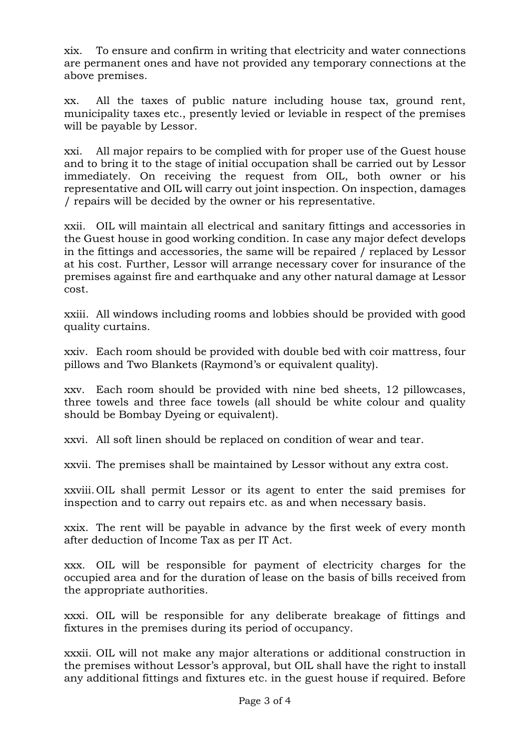xix. To ensure and confirm in writing that electricity and water connections are permanent ones and have not provided any temporary connections at the above premises.

xx. All the taxes of public nature including house tax, ground rent, municipality taxes etc., presently levied or leviable in respect of the premises will be payable by Lessor.

xxi. All major repairs to be complied with for proper use of the Guest house and to bring it to the stage of initial occupation shall be carried out by Lessor immediately. On receiving the request from OIL, both owner or his representative and OIL will carry out joint inspection. On inspection, damages / repairs will be decided by the owner or his representative.

xxii. OIL will maintain all electrical and sanitary fittings and accessories in the Guest house in good working condition. In case any major defect develops in the fittings and accessories, the same will be repaired / replaced by Lessor at his cost. Further, Lessor will arrange necessary cover for insurance of the premises against fire and earthquake and any other natural damage at Lessor cost.

xxiii. All windows including rooms and lobbies should be provided with good quality curtains.

xxiv. Each room should be provided with double bed with coir mattress, four pillows and Two Blankets (Raymond's or equivalent quality).

xxv. Each room should be provided with nine bed sheets, 12 pillowcases, three towels and three face towels (all should be white colour and quality should be Bombay Dyeing or equivalent).

xxvi. All soft linen should be replaced on condition of wear and tear.

xxvii. The premises shall be maintained by Lessor without any extra cost.

xxviii. OIL shall permit Lessor or its agent to enter the said premises for inspection and to carry out repairs etc. as and when necessary basis.

xxix. The rent will be payable in advance by the first week of every month after deduction of Income Tax as per IT Act.

xxx. OIL will be responsible for payment of electricity charges for the occupied area and for the duration of lease on the basis of bills received from the appropriate authorities.

xxxi. OIL will be responsible for any deliberate breakage of fittings and fixtures in the premises during its period of occupancy.

xxxii. OIL will not make any major alterations or additional construction in the premises without Lessor's approval, but OIL shall have the right to install any additional fittings and fixtures etc. in the guest house if required. Before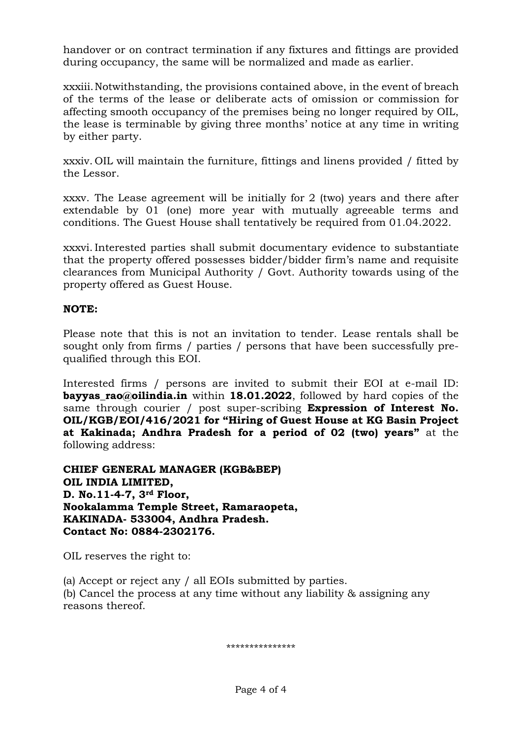handover or on contract termination if any fixtures and fittings are provided during occupancy, the same will be normalized and made as earlier.

xxxiii. Notwithstanding, the provisions contained above, in the event of breach of the terms of the lease or deliberate acts of omission or commission for affecting smooth occupancy of the premises being no longer required by OIL, the lease is terminable by giving three months' notice at any time in writing by either party.

xxxiv. OIL will maintain the furniture, fittings and linens provided / fitted by the Lessor.

xxxv. The Lease agreement will be initially for 2 (two) years and there after extendable by 01 (one) more year with mutually agreeable terms and conditions. The Guest House shall tentatively be required from 01.04.2022.

xxxvi. Interested parties shall submit documentary evidence to substantiate that the property offered possesses bidder/bidder firm's name and requisite clearances from Municipal Authority / Govt. Authority towards using of the property offered as Guest House.

**NOTE:**

Please note that this is not an invitation to tender. Lease rentals shall be sought only from firms / parties / persons that have been successfully pre-qualified through this EOI.

Interested firms / persons are invited to submit their EOI at e-mail ID: **bayyas_rao@oilindia.in** within **18.01.2022**, followed by hard copies of the same through courier / post super-scribing **Expression of Interest No. OIL/KGB/EOI/416/2021 for "Hiring of Guest House at KG Basin Project at Kakinada; Andhra Pradesh for a period of 02 (two) years"** at the following address:

**CHIEF GENERAL MANAGER (KGB&BEP)**
**OIL INDIA LIMITED,**
**D. No.11-4-7, 3rd Floor,**
**Nookalamma Temple Street, Ramaraopeta,**
**KAKINADA- 533004, Andhra Pradesh.**
**Contact No: 0884-2302176.**

OIL reserves the right to:

(a) Accept or reject any / all EOIs submitted by parties.
(b) Cancel the process at any time without any liability & assigning any reasons thereof.

***************